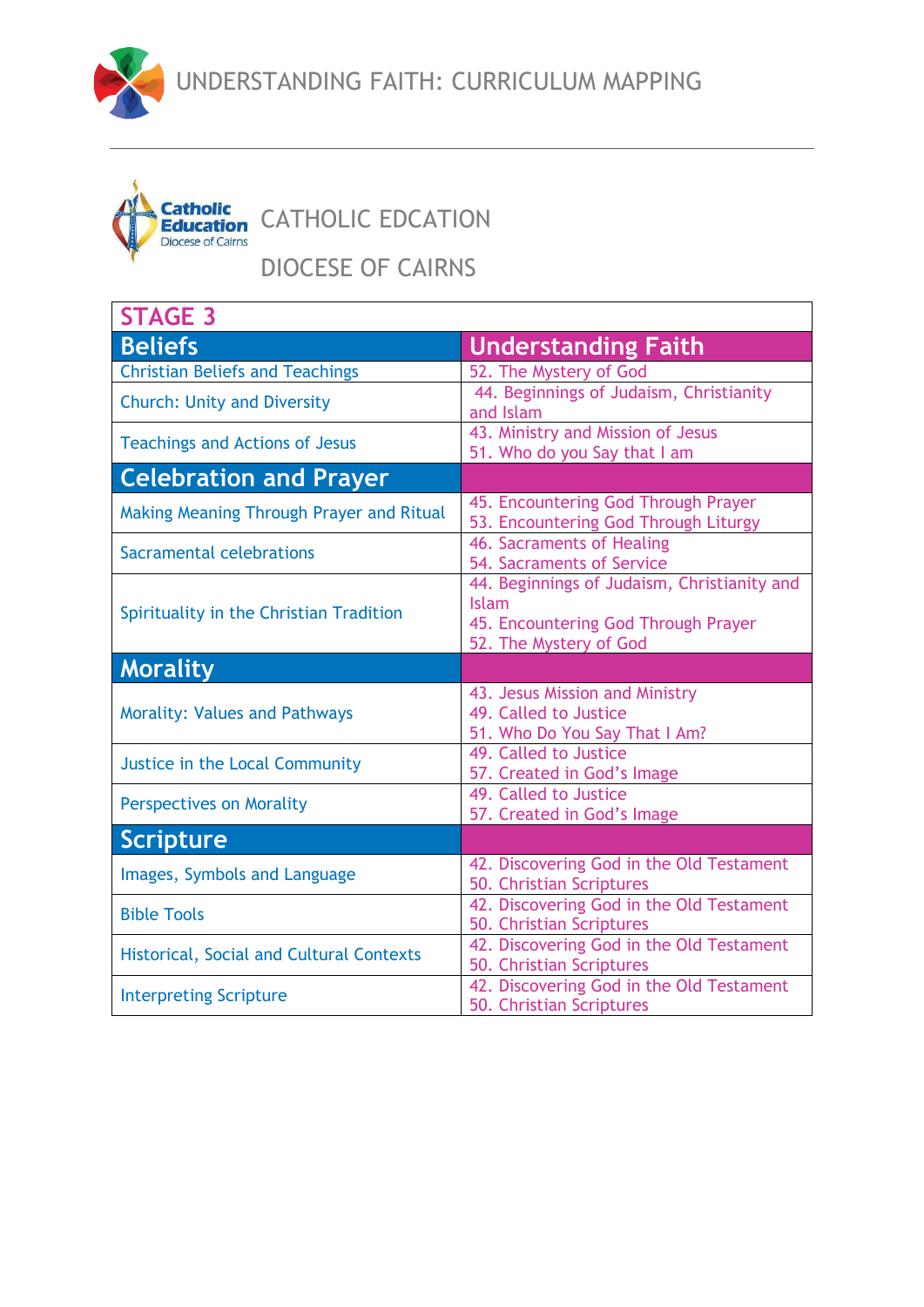# UNDERSTANDING FAITH: CURRICULUM MAPPING

## CATHOLIC EDCATION

## DIOCESE OF CAIRNS

| STAGE 3 | |
|---|---|
| **Beliefs** | **Understanding Faith** |
| Christian Beliefs and Teachings | 52. The Mystery of God |
| Church: Unity and Diversity | 44. Beginnings of Judaism, Christianity and Islam |
| Teachings and Actions of Jesus | 43. Ministry and Mission of Jesus<br>51. Who do you Say that I am |
| **Celebration and Prayer** | |
| Making Meaning Through Prayer and Ritual | 45. Encountering God Through Prayer<br>53. Encountering God Through Liturgy |
| Sacramental celebrations | 46. Sacraments of Healing<br>54. Sacraments of Service |
| Spirituality in the Christian Tradition | 44. Beginnings of Judaism, Christianity and Islam<br>45. Encountering God Through Prayer<br>52. The Mystery of God |
| **Morality** | |
| Morality: Values and Pathways | 43. Jesus Mission and Ministry<br>49. Called to Justice<br>51. Who Do You Say That I Am? |
| Justice in the Local Community | 49. Called to Justice<br>57. Created in God's Image |
| Perspectives on Morality | 49. Called to Justice<br>57. Created in God's Image |
| **Scripture** | |
| Images, Symbols and Language | 42. Discovering God in the Old Testament<br>50. Christian Scriptures |
| Bible Tools | 42. Discovering God in the Old Testament<br>50. Christian Scriptures |
| Historical, Social and Cultural Contexts | 42. Discovering God in the Old Testament<br>50. Christian Scriptures |
| Interpreting Scripture | 42. Discovering God in the Old Testament<br>50. Christian Scriptures |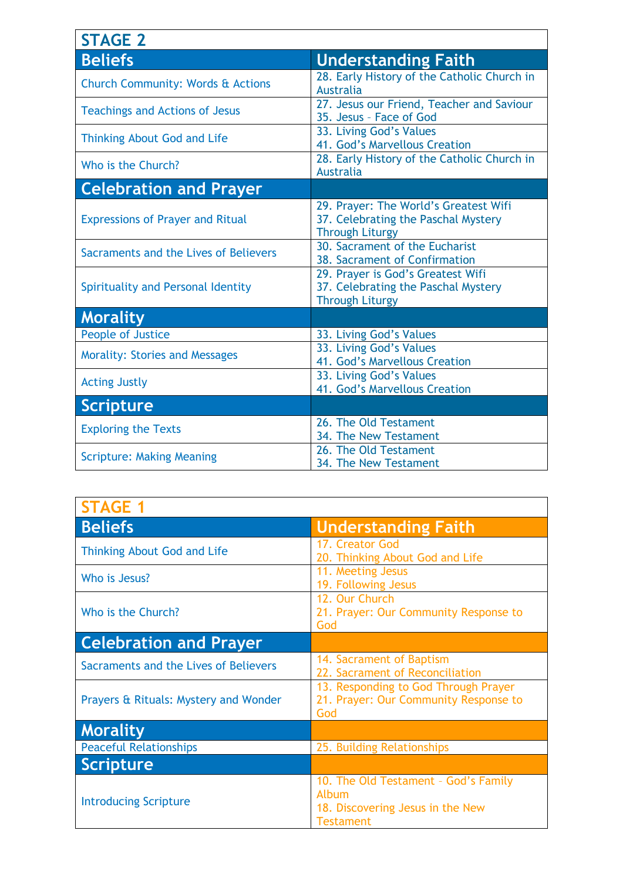## STAGE 2

| Beliefs | Understanding Faith |
|---|---|
| Church Community: Words & Actions | 28. Early History of the Catholic Church in Australia |
| Teachings and Actions of Jesus | 27. Jesus our Friend, Teacher and Saviour<br>35. Jesus – Face of God |
| Thinking About God and Life | 33. Living God's Values<br>41. God's Marvellous Creation |
| Who is the Church? | 28. Early History of the Catholic Church in Australia |
| **Celebration and Prayer** | |
| Expressions of Prayer and Ritual | 29. Prayer: The World's Greatest Wifi<br>37. Celebrating the Paschal Mystery Through Liturgy |
| Sacraments and the Lives of Believers | 30. Sacrament of the Eucharist<br>38. Sacrament of Confirmation |
| Spirituality and Personal Identity | 29. Prayer is God's Greatest Wifi<br>37. Celebrating the Paschal Mystery Through Liturgy |
| **Morality** | |
| People of Justice | 33. Living God's Values |
| Morality: Stories and Messages | 33. Living God's Values<br>41. God's Marvellous Creation |
| Acting Justly | 33. Living God's Values<br>41. God's Marvellous Creation |
| **Scripture** | |
| Exploring the Texts | 26. The Old Testament<br>34. The New Testament |
| Scripture: Making Meaning | 26. The Old Testament<br>34. The New Testament |

## STAGE 1

| Beliefs | Understanding Faith |
|---|---|
| Thinking About God and Life | 17. Creator God<br>20. Thinking About God and Life |
| Who is Jesus? | 11. Meeting Jesus<br>19. Following Jesus |
| Who is the Church? | 12. Our Church<br>21. Prayer: Our Community Response to God |
| **Celebration and Prayer** | |
| Sacraments and the Lives of Believers | 14. Sacrament of Baptism<br>22. Sacrament of Reconciliation |
| Prayers & Rituals: Mystery and Wonder | 13. Responding to God Through Prayer<br>21. Prayer: Our Community Response to God |
| **Morality** | |
| Peaceful Relationships | 25. Building Relationships |
| **Scripture** | |
| Introducing Scripture | 10. The Old Testament – God's Family Album<br>18. Discovering Jesus in the New Testament |